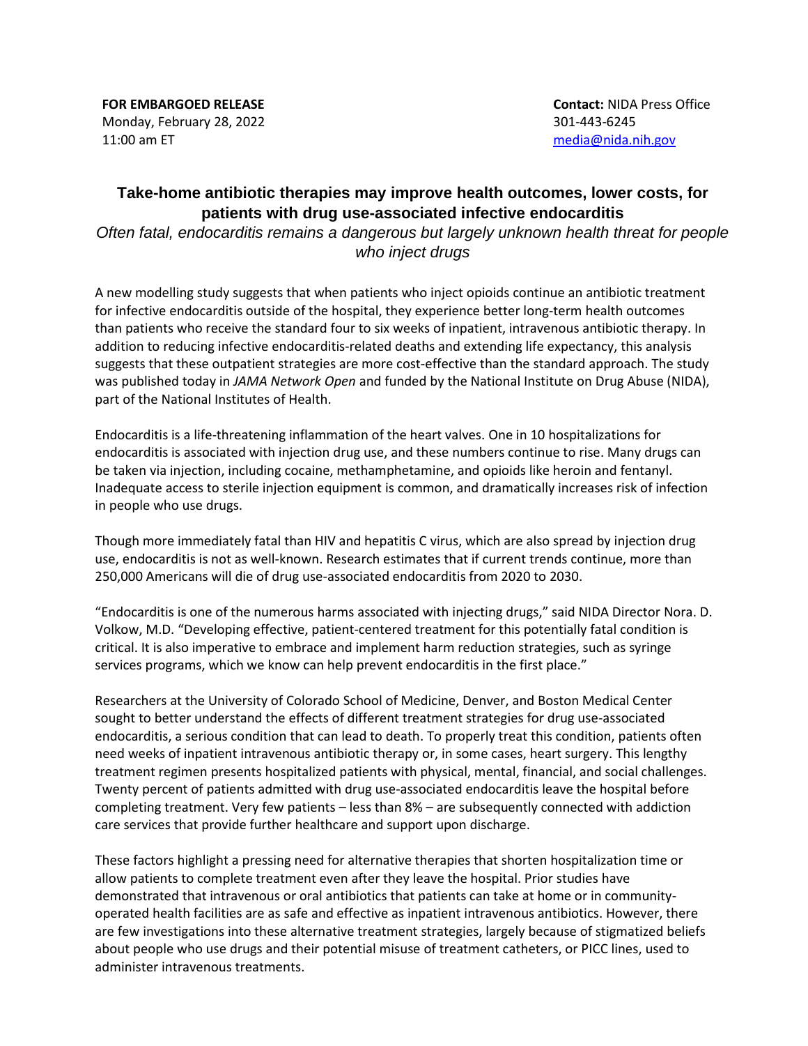**FOR EMBARGOED RELEASE**
Monday, February 28, 2022
11:00 am ET

**Contact:** NIDA Press Office
301-443-6245
media@nida.nih.gov

# Take-home antibiotic therapies may improve health outcomes, lower costs, for patients with drug use-associated infective endocarditis

*Often fatal, endocarditis remains a dangerous but largely unknown health threat for people who inject drugs*

A new modelling study suggests that when patients who inject opioids continue an antibiotic treatment for infective endocarditis outside of the hospital, they experience better long-term health outcomes than patients who receive the standard four to six weeks of inpatient, intravenous antibiotic therapy. In addition to reducing infective endocarditis-related deaths and extending life expectancy, this analysis suggests that these outpatient strategies are more cost-effective than the standard approach. The study was published today in *JAMA Network Open* and funded by the National Institute on Drug Abuse (NIDA), part of the National Institutes of Health.

Endocarditis is a life-threatening inflammation of the heart valves. One in 10 hospitalizations for endocarditis is associated with injection drug use, and these numbers continue to rise. Many drugs can be taken via injection, including cocaine, methamphetamine, and opioids like heroin and fentanyl. Inadequate access to sterile injection equipment is common, and dramatically increases risk of infection in people who use drugs.

Though more immediately fatal than HIV and hepatitis C virus, which are also spread by injection drug use, endocarditis is not as well-known. Research estimates that if current trends continue, more than 250,000 Americans will die of drug use-associated endocarditis from 2020 to 2030.

"Endocarditis is one of the numerous harms associated with injecting drugs," said NIDA Director Nora. D. Volkow, M.D. "Developing effective, patient-centered treatment for this potentially fatal condition is critical. It is also imperative to embrace and implement harm reduction strategies, such as syringe services programs, which we know can help prevent endocarditis in the first place."

Researchers at the University of Colorado School of Medicine, Denver, and Boston Medical Center sought to better understand the effects of different treatment strategies for drug use-associated endocarditis, a serious condition that can lead to death. To properly treat this condition, patients often need weeks of inpatient intravenous antibiotic therapy or, in some cases, heart surgery. This lengthy treatment regimen presents hospitalized patients with physical, mental, financial, and social challenges. Twenty percent of patients admitted with drug use-associated endocarditis leave the hospital before completing treatment. Very few patients – less than 8% – are subsequently connected with addiction care services that provide further healthcare and support upon discharge.

These factors highlight a pressing need for alternative therapies that shorten hospitalization time or allow patients to complete treatment even after they leave the hospital. Prior studies have demonstrated that intravenous or oral antibiotics that patients can take at home or in community-operated health facilities are as safe and effective as inpatient intravenous antibiotics. However, there are few investigations into these alternative treatment strategies, largely because of stigmatized beliefs about people who use drugs and their potential misuse of treatment catheters, or PICC lines, used to administer intravenous treatments.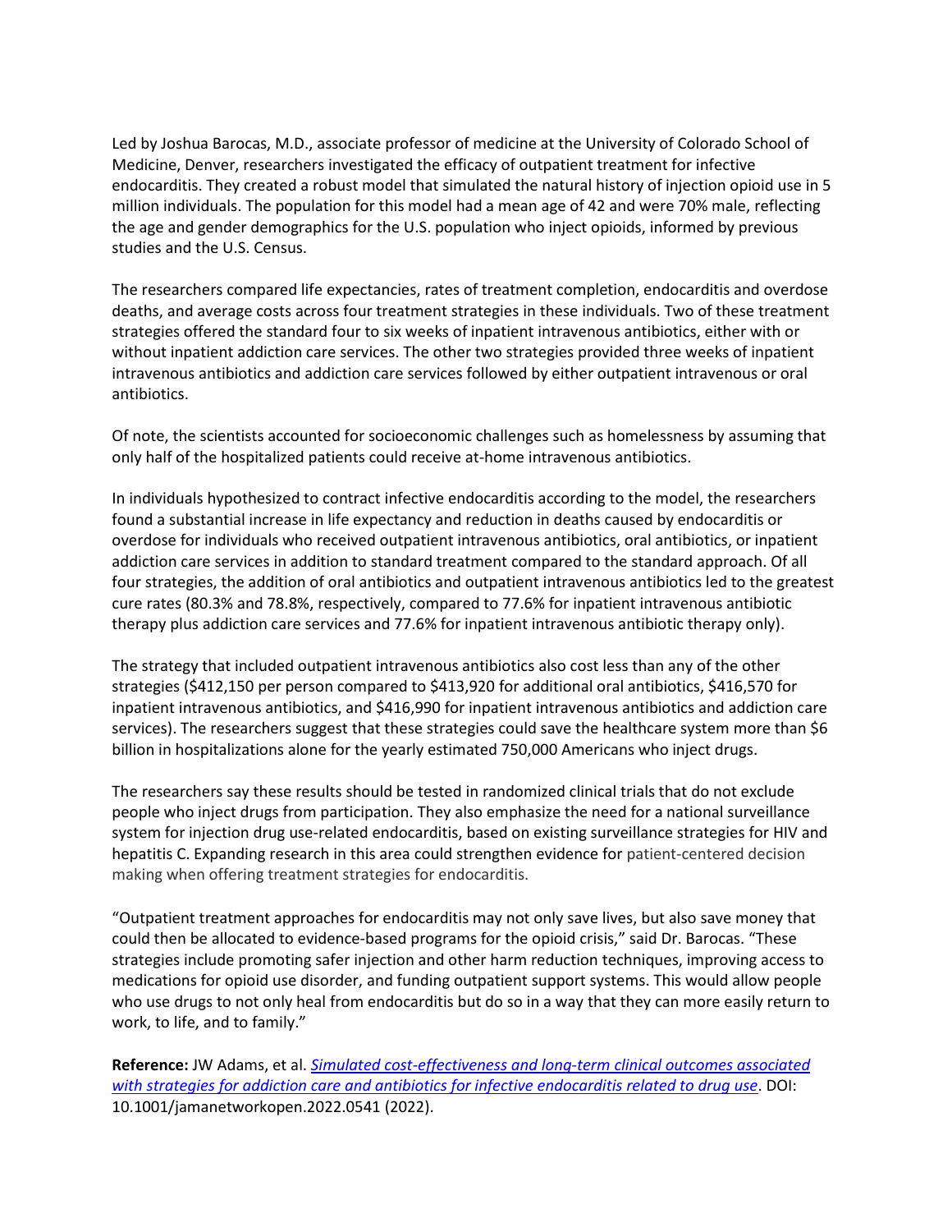Led by Joshua Barocas, M.D., associate professor of medicine at the University of Colorado School of Medicine, Denver, researchers investigated the efficacy of outpatient treatment for infective endocarditis. They created a robust model that simulated the natural history of injection opioid use in 5 million individuals. The population for this model had a mean age of 42 and were 70% male, reflecting the age and gender demographics for the U.S. population who inject opioids, informed by previous studies and the U.S. Census.

The researchers compared life expectancies, rates of treatment completion, endocarditis and overdose deaths, and average costs across four treatment strategies in these individuals. Two of these treatment strategies offered the standard four to six weeks of inpatient intravenous antibiotics, either with or without inpatient addiction care services. The other two strategies provided three weeks of inpatient intravenous antibiotics and addiction care services followed by either outpatient intravenous or oral antibiotics.

Of note, the scientists accounted for socioeconomic challenges such as homelessness by assuming that only half of the hospitalized patients could receive at-home intravenous antibiotics.

In individuals hypothesized to contract infective endocarditis according to the model, the researchers found a substantial increase in life expectancy and reduction in deaths caused by endocarditis or overdose for individuals who received outpatient intravenous antibiotics, oral antibiotics, or inpatient addiction care services in addition to standard treatment compared to the standard approach. Of all four strategies, the addition of oral antibiotics and outpatient intravenous antibiotics led to the greatest cure rates (80.3% and 78.8%, respectively, compared to 77.6% for inpatient intravenous antibiotic therapy plus addiction care services and 77.6% for inpatient intravenous antibiotic therapy only).

The strategy that included outpatient intravenous antibiotics also cost less than any of the other strategies ($412,150 per person compared to $413,920 for additional oral antibiotics, $416,570 for inpatient intravenous antibiotics, and $416,990 for inpatient intravenous antibiotics and addiction care services). The researchers suggest that these strategies could save the healthcare system more than $6 billion in hospitalizations alone for the yearly estimated 750,000 Americans who inject drugs.

The researchers say these results should be tested in randomized clinical trials that do not exclude people who inject drugs from participation. They also emphasize the need for a national surveillance system for injection drug use-related endocarditis, based on existing surveillance strategies for HIV and hepatitis C. Expanding research in this area could strengthen evidence for patient-centered decision making when offering treatment strategies for endocarditis.

"Outpatient treatment approaches for endocarditis may not only save lives, but also save money that could then be allocated to evidence-based programs for the opioid crisis," said Dr. Barocas. "These strategies include promoting safer injection and other harm reduction techniques, improving access to medications for opioid use disorder, and funding outpatient support systems. This would allow people who use drugs to not only heal from endocarditis but do so in a way that they can more easily return to work, to life, and to family."

**Reference:** JW Adams, et al. *Simulated cost-effectiveness and long-term clinical outcomes associated with strategies for addiction care and antibiotics for infective endocarditis related to drug use*. DOI: 10.1001/jamanetworkopen.2022.0541 (2022).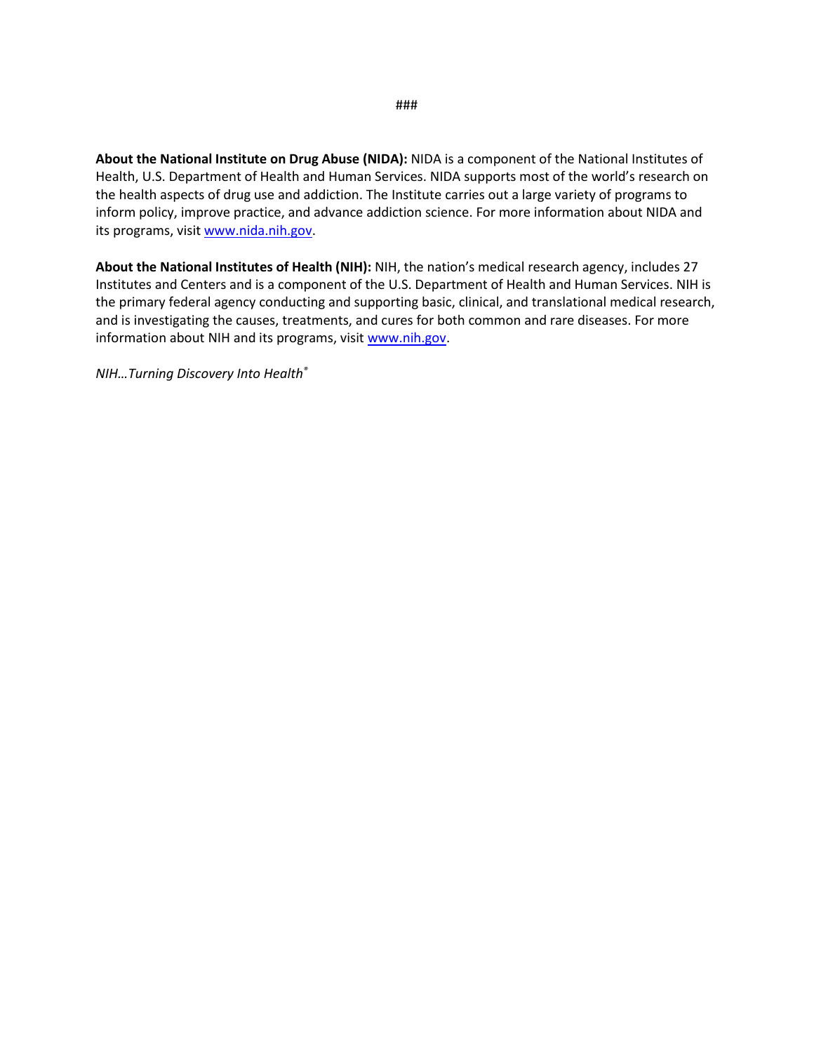###

**About the National Institute on Drug Abuse (NIDA):** NIDA is a component of the National Institutes of Health, U.S. Department of Health and Human Services. NIDA supports most of the world's research on the health aspects of drug use and addiction. The Institute carries out a large variety of programs to inform policy, improve practice, and advance addiction science. For more information about NIDA and its programs, visit [www.nida.nih.gov](http://www.nida.nih.gov).

**About the National Institutes of Health (NIH):** NIH, the nation's medical research agency, includes 27 Institutes and Centers and is a component of the U.S. Department of Health and Human Services. NIH is the primary federal agency conducting and supporting basic, clinical, and translational medical research, and is investigating the causes, treatments, and cures for both common and rare diseases. For more information about NIH and its programs, visit [www.nih.gov](http://www.nih.gov).

*NIH…Turning Discovery Into Health®*